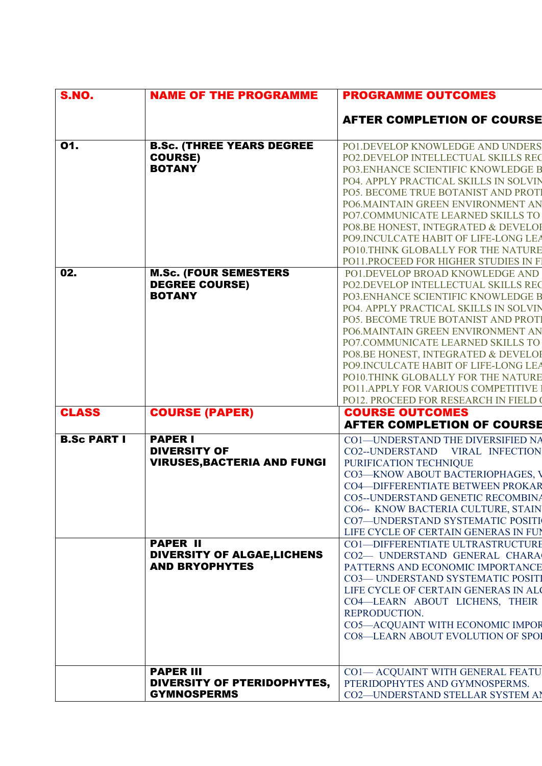| S.NO. | NAME OF THE PROGRAMME | PROGRAMME OUTCOMES<br><br>AFTER COMPLETION OF COURSE |
|---|---|---|
| 01. | **B.Sc. (THREE YEARS DEGREE COURSE)**<br>**BOTANY** | PO1.DEVELOP KNOWLEDGE AND UNDERS<br>PO2.DEVELOP INTELLECTUAL SKILLS REC<br>PO3.ENHANCE SCIENTIFIC KNOWLEDGE B<br>PO4. APPLY PRACTICAL SKILLS IN SOLVIN<br>PO5. BECOME TRUE BOTANIST AND PROTI<br>PO6.MAINTAIN GREEN ENVIRONMENT AN<br>PO7.COMMUNICATE LEARNED SKILLS TO<br>PO8.BE HONEST, INTEGRATED & DEVELOP<br>PO9.INCULCATE HABIT OF LIFE-LONG LEA<br>PO10.THINK GLOBALLY FOR THE NATURE<br>PO11.PROCEED FOR HIGHER STUDIES IN FI |
| 02. | **M.Sc. (FOUR SEMESTERS DEGREE COURSE)**<br>**BOTANY** | PO1.DEVELOP BROAD KNOWLEDGE AND<br>PO2.DEVELOP INTELLECTUAL SKILLS REC<br>PO3.ENHANCE SCIENTIFIC KNOWLEDGE B<br>PO4. APPLY PRACTICAL SKILLS IN SOLVIN<br>PO5. BECOME TRUE BOTANIST AND PROTI<br>PO6.MAINTAIN GREEN ENVIRONMENT AN<br>PO7.COMMUNICATE LEARNED SKILLS TO<br>PO8.BE HONEST, INTEGRATED & DEVELOP<br>PO9.INCULCATE HABIT OF LIFE-LONG LEA<br>PO10.THINK GLOBALLY FOR THE NATURE<br>PO11.APPLY FOR VARIOUS COMPETITIVE I<br>PO12. PROCEED FOR RESEARCH IN FIELD ( |
| **CLASS** | **COURSE (PAPER)** | **COURSE OUTCOMES**<br>**AFTER COMPLETION OF COURSE** |
| **B.Sc PART I** | **PAPER I**<br>**DIVERSITY OF VIRUSES,BACTERIA AND FUNGI** | CO1—UNDERSTAND THE DIVERSIFIED NA<br>CO2--UNDERSTAND VIRAL INFECTION<br>PURIFICATION TECHNIQUE<br>CO3—KNOW ABOUT BACTERIOPHAGES, V<br>CO4—DIFFERENTIATE BETWEEN PROKAR<br>CO5--UNDERSTAND GENETIC RECOMBINA<br>CO6-- KNOW BACTERIA CULTURE, STAIN<br>CO7—UNDERSTAND SYSTEMATIC POSITI<br>LIFE CYCLE OF CERTAIN GENERAS IN FUN |
| | **PAPER II**<br>**DIVERSITY OF ALGAE,LICHENS AND BRYOPHYTES** | CO1—DIFFERENTIATE ULTRASTRUCTURE<br>CO2— UNDERSTAND GENERAL CHARA<br>PATTERNS AND ECONOMIC IMPORTANCE<br>CO3— UNDERSTAND SYSTEMATIC POSITI<br>LIFE CYCLE OF CERTAIN GENERAS IN ALG<br>CO4—LEARN ABOUT LICHENS, THEIR<br>REPRODUCTION.<br>CO5—ACQUAINT WITH ECONOMIC IMPOR<br>CO8—LEARN ABOUT EVOLUTION OF SPOI |
| | **PAPER III**<br>**DIVERSITY OF PTERIDOPHYTES, GYMNOSPERMS** | CO1— ACQUAINT WITH GENERAL FEATU<br>PTERIDOPHYTES AND GYMNOSPERMS.<br>CO2—UNDERSTAND STELLAR SYSTEM AN |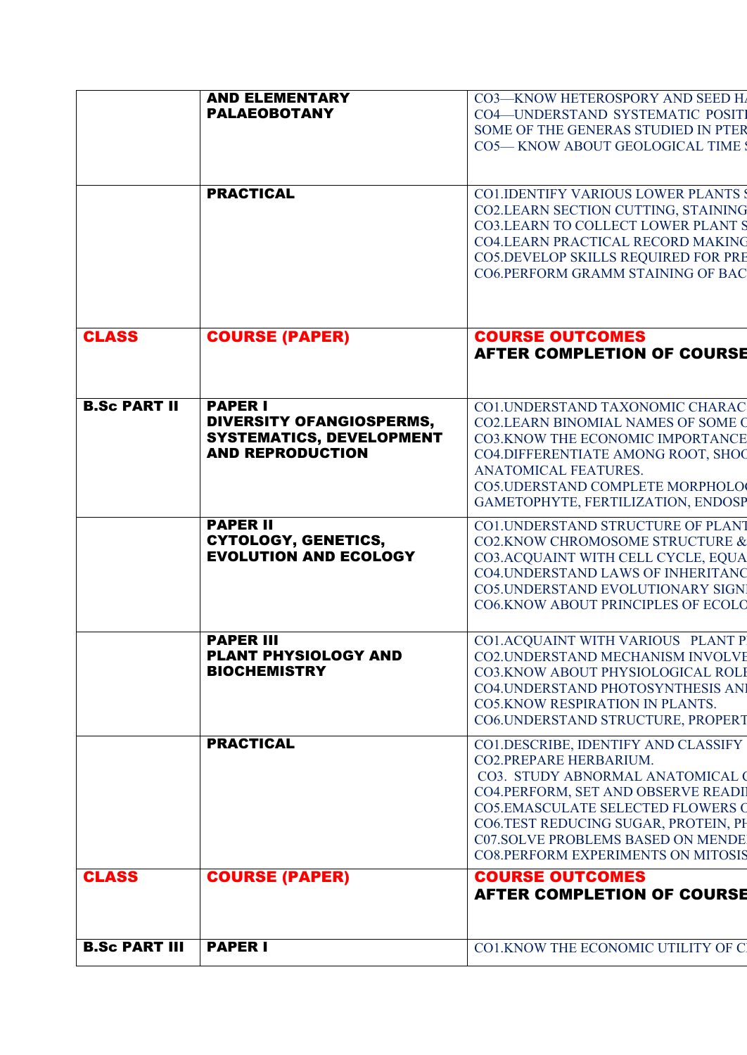| | | |
|---|---|---|
| | **AND ELEMENTARY PALAEOBOTANY** | CO3—KNOW HETEROSPORY AND SEED HA<br>CO4—UNDERSTAND SYSTEMATIC POSITI<br>SOME OF THE GENERAS STUDIED IN PTER<br>CO5— KNOW ABOUT GEOLOGICAL TIME S |
| | **PRACTICAL** | CO1.IDENTIFY VARIOUS LOWER PLANTS S<br>CO2.LEARN SECTION CUTTING, STAINING<br>CO3.LEARN TO COLLECT LOWER PLANT S<br>CO4.LEARN PRACTICAL RECORD MAKING<br>CO5.DEVELOP SKILLS REQUIRED FOR PRE<br>CO6.PERFORM GRAMM STAINING OF BAC |
| **CLASS** | **COURSE (PAPER)** | **COURSE OUTCOMES**<br>**AFTER COMPLETION OF COURSE** |
| **B.Sc PART II** | **PAPER I**<br>**DIVERSITY OFANGIOSPERMS, SYSTEMATICS, DEVELOPMENT AND REPRODUCTION** | CO1.UNDERSTAND TAXONOMIC CHARAC<br>CO2.LEARN BINOMIAL NAMES OF SOME C<br>CO3.KNOW THE ECONOMIC IMPORTANCE<br>CO4.DIFFERENTIATE AMONG ROOT, SHOO<br>ANATOMICAL FEATURES.<br>CO5.UDERSTAND COMPLETE MORPHOLO<br>GAMETOPHYTE, FERTILIZATION, ENDOSP |
| | **PAPER II**<br>**CYTOLOGY, GENETICS, EVOLUTION AND ECOLOGY** | CO1.UNDERSTAND STRUCTURE OF PLANT<br>CO2.KNOW CHROMOSOME STRUCTURE &<br>CO3.ACQUAINT WITH CELL CYCLE, EQUA<br>CO4.UNDERSTAND LAWS OF INHERITANC<br>CO5.UNDERSTAND EVOLUTIONARY SIGNI<br>CO6.KNOW ABOUT PRINCIPLES OF ECOLO |
| | **PAPER III**<br>**PLANT PHYSIOLOGY AND BIOCHEMISTRY** | CO1.ACQUAINT WITH VARIOUS PLANT P<br>CO2.UNDERSTAND MECHANISM INVOLVE<br>CO3.KNOW ABOUT PHYSIOLOGICAL ROLE<br>CO4.UNDERSTAND PHOTOSYNTHESIS ANI<br>CO5.KNOW RESPIRATION IN PLANTS.<br>CO6.UNDERSTAND STRUCTURE, PROPERT |
| | **PRACTICAL** | CO1.DESCRIBE, IDENTIFY AND CLASSIFY<br>CO2.PREPARE HERBARIUM.<br>CO3. STUDY ABNORMAL ANATOMICAL C<br>CO4.PERFORM, SET AND OBSERVE READI<br>CO5.EMASCULATE SELECTED FLOWERS C<br>CO6.TEST REDUCING SUGAR, PROTEIN, PH<br>C07.SOLVE PROBLEMS BASED ON MENDE<br>CO8.PERFORM EXPERIMENTS ON MITOSIS |
| **CLASS** | **COURSE (PAPER)** | **COURSE OUTCOMES**<br>**AFTER COMPLETION OF COURSE** |
| **B.Sc PART III** | **PAPER I** | CO1.KNOW THE ECONOMIC UTILITY OF C |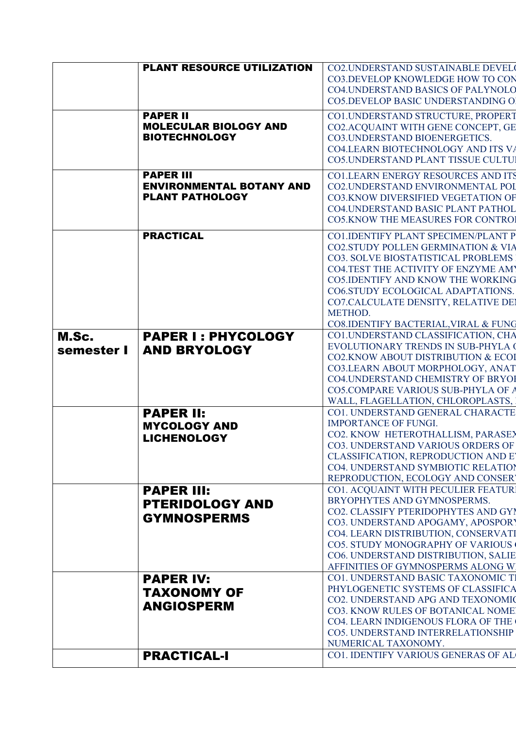|  |  |  |
|---|---|---|
|  | **PLANT RESOURCE UTILIZATION** | CO2.UNDERSTAND SUSTAINABLE DEVEL<br>CO3.DEVELOP KNOWLEDGE HOW TO CON<br>CO4.UNDERSTAND BASICS OF PALYNOLO<br>CO5.DEVELOP BASIC UNDERSTANDING O |
|  | **PAPER II**<br>**MOLECULAR BIOLOGY AND BIOTECHNOLOGY** | CO1.UNDERSTAND STRUCTURE, PROPERT<br>CO2.ACQUAINT WITH GENE CONCEPT, GE<br>CO3.UNDERSTAND BIOENERGETICS.<br>CO4.LEARN BIOTECHNOLOGY AND ITS V<br>CO5.UNDERSTAND PLANT TISSUE CULTU |
|  | **PAPER III**<br>**ENVIRONMENTAL BOTANY AND PLANT PATHOLOGY** | CO1.LEARN ENERGY RESOURCES AND ITS<br>CO2.UNDERSTAND ENVIRONMENTAL POL<br>CO3.KNOW DIVERSIFIED VEGETATION OF<br>CO4.UNDERSTAND BASIC PLANT PATHOL<br>CO5.KNOW THE MEASURES FOR CONTRO |
|  | **PRACTICAL** | CO1.IDENTIFY PLANT SPECIMEN/PLANT P<br>CO2.STUDY POLLEN GERMINATION & VIA<br>CO3. SOLVE BIOSTATISTICAL PROBLEMS<br>CO4.TEST THE ACTIVITY OF ENZYME AM<br>CO5.IDENTIFY AND KNOW THE WORKING<br>CO6.STUDY ECOLOGICAL ADAPTATIONS.<br>CO7.CALCULATE DENSITY, RELATIVE DE<br>METHOD.<br>CO8.IDENTIFY BACTERIAL,VIRAL & FUNG |
| **M.Sc. semester I** | **PAPER I : PHYCOLOGY AND BRYOLOGY** | CO1.UNDERSTAND CLASSIFICATION, CHA<br>EVOLUTIONARY TRENDS IN SUB-PHYLA<br>CO2.KNOW ABOUT DISTRIBUTION & ECO<br>CO3.LEARN ABOUT MORPHOLOGY, ANAT<br>CO4.UNDERSTAND CHEMISTRY OF BRYO<br>CO5.COMPARE VARIOUS SUB-PHYLA OF<br>WALL, FLAGELLATION, CHLOROPLASTS, |
|  | **PAPER II:**<br>**MYCOLOGY AND LICHENOLOGY** | CO1. UNDERSTAND GENERAL CHARACTE<br>IMPORTANCE OF FUNGI.<br>CO2. KNOW HETEROTHALLISM, PARASE<br>CO3. UNDERSTAND VARIOUS ORDERS OF<br>CLASSIFICATION, REPRODUCTION AND E<br>CO4. UNDERSTAND SYMBIOTIC RELATIO<br>REPRODUCTION, ECOLOGY AND CONSER |
|  | **PAPER III:**<br>**PTERIDOLOGY AND GYMNOSPERMS** | CO1. ACQUAINT WITH PECULIER FEATUR<br>BRYOPHYTES AND GYMNOSPERMS.<br>CO2. CLASSIFY PTERIDOPHYTES AND GY<br>CO3. UNDERSTAND APOGAMY, APOSPOR<br>CO4. LEARN DISTRIBUTION, CONSERVAT<br>CO5. STUDY MONOGRAPHY OF VARIOUS<br>CO6. UNDERSTAND DISTRIBUTION, SALIE<br>AFFINITIES OF GYMNOSPERMS ALONG W |
|  | **PAPER IV:**<br>**TAXONOMY OF ANGIOSPERM** | CO1. UNDERSTAND BASIC TAXONOMIC T<br>PHYLOGENETIC SYSTEMS OF CLASSIFIC<br>CO2. UNDERSTAND APG AND TEXONOMI<br>CO3. KNOW RULES OF BOTANICAL NOME<br>CO4. LEARN INDIGENOUS FLORA OF THE<br>CO5. UNDERSTAND INTERRELATIONSHIP<br>NUMERICAL TAXONOMY. |
|  | **PRACTICAL-I** | CO1. IDENTIFY VARIOUS GENERAS OF AL |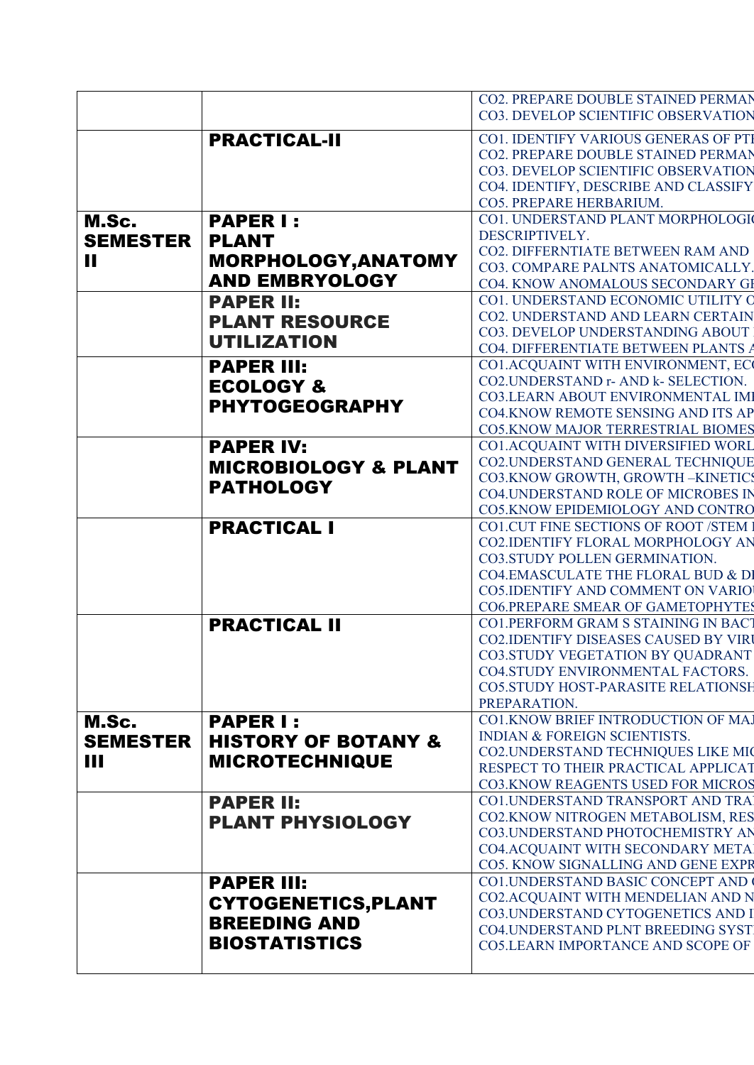| | | |
|---|---|---|
| | | CO2. PREPARE DOUBLE STAINED PERMAN<br>CO3. DEVELOP SCIENTIFIC OBSERVATION |
| | **PRACTICAL-II** | CO1. IDENTIFY VARIOUS GENERAS OF PTI<br>CO2. PREPARE DOUBLE STAINED PERMAN<br>CO3. DEVELOP SCIENTIFIC OBSERVATION<br>CO4. IDENTIFY, DESCRIBE AND CLASSIFY<br>CO5. PREPARE HERBARIUM. |
| **M.Sc. SEMESTER II** | **PAPER I : PLANT MORPHOLOGY,ANATOMY AND EMBRYOLOGY** | CO1. UNDERSTAND PLANT MORPHOLOGI<br>DESCRIPTIVELY.<br>CO2. DIFFERNTIATE BETWEEN RAM AND<br>CO3. COMPARE PALNTS ANATOMICALLY.<br>CO4. KNOW ANOMALOUS SECONDARY GI |
| | **PAPER II: PLANT RESOURCE UTILIZATION** | CO1. UNDERSTAND ECONOMIC UTILITY O<br>CO2. UNDERSTAND AND LEARN CERTAIN<br>CO3. DEVELOP UNDERSTANDING ABOUT<br>CO4. DIFFERENTIATE BETWEEN PLANTS A |
| | **PAPER III: ECOLOGY & PHYTOGEOGRAPHY** | CO1.ACQUAINT WITH ENVIRONMENT, EC<br>CO2.UNDERSTAND r- AND k- SELECTION.<br>CO3.LEARN ABOUT ENVIRONMENTAL IMI<br>CO4.KNOW REMOTE SENSING AND ITS AP<br>CO5.KNOW MAJOR TERRESTRIAL BIOMES |
| | **PAPER IV: MICROBIOLOGY & PLANT PATHOLOGY** | CO1.ACQUAINT WITH DIVERSIFIED WORL<br>CO2.UNDERSTAND GENERAL TECHNIQUE<br>CO3.KNOW GROWTH, GROWTH –KINETICS<br>CO4.UNDERSTAND ROLE OF MICROBES IN<br>CO5.KNOW EPIDEMIOLOGY AND CONTRO |
| | **PRACTICAL I** | CO1.CUT FINE SECTIONS OF ROOT /STEM I<br>CO2.IDENTIFY FLORAL MORPHOLOGY AN<br>CO3.STUDY POLLEN GERMINATION.<br>CO4.EMASCULATE THE FLORAL BUD & DI<br>CO5.IDENTIFY AND COMMENT ON VARIOU<br>CO6.PREPARE SMEAR OF GAMETOPHYTES |
| | **PRACTICAL II** | CO1.PERFORM GRAM S STAINING IN BACT<br>CO2.IDENTIFY DISEASES CAUSED BY VIRU<br>CO3.STUDY VEGETATION BY QUADRANT<br>CO4.STUDY ENVIRONMENTAL FACTORS.<br>CO5.STUDY HOST-PARASITE RELATIONSH<br>PREPARATION. |
| **M.Sc. SEMESTER III** | **PAPER I : HISTORY OF BOTANY & MICROTECHNIQUE** | CO1.KNOW BRIEF INTRODUCTION OF MAJ<br>INDIAN & FOREIGN SCIENTISTS.<br>CO2.UNDERSTAND TECHNIQUES LIKE MIC<br>RESPECT TO THEIR PRACTICAL APPLICAT<br>CO3.KNOW REAGENTS USED FOR MICROS |
| | **PAPER II: PLANT PHYSIOLOGY** | CO1.UNDERSTAND TRANSPORT AND TRA<br>CO2.KNOW NITROGEN METABOLISM, RES<br>CO3.UNDERSTAND PHOTOCHEMISTRY AN<br>CO4.ACQUAINT WITH SECONDARY META<br>CO5. KNOW SIGNALLING AND GENE EXPR |
| | **PAPER III: CYTOGENETICS,PLANT BREEDING AND BIOSTATISTICS** | CO1.UNDERSTAND BASIC CONCEPT AND C<br>CO2.ACQUAINT WITH MENDELIAN AND N<br>CO3.UNDERSTAND CYTOGENETICS AND I<br>CO4.UNDERSTAND PLNT BREEDING SYST<br>CO5.LEARN IMPORTANCE AND SCOPE OF |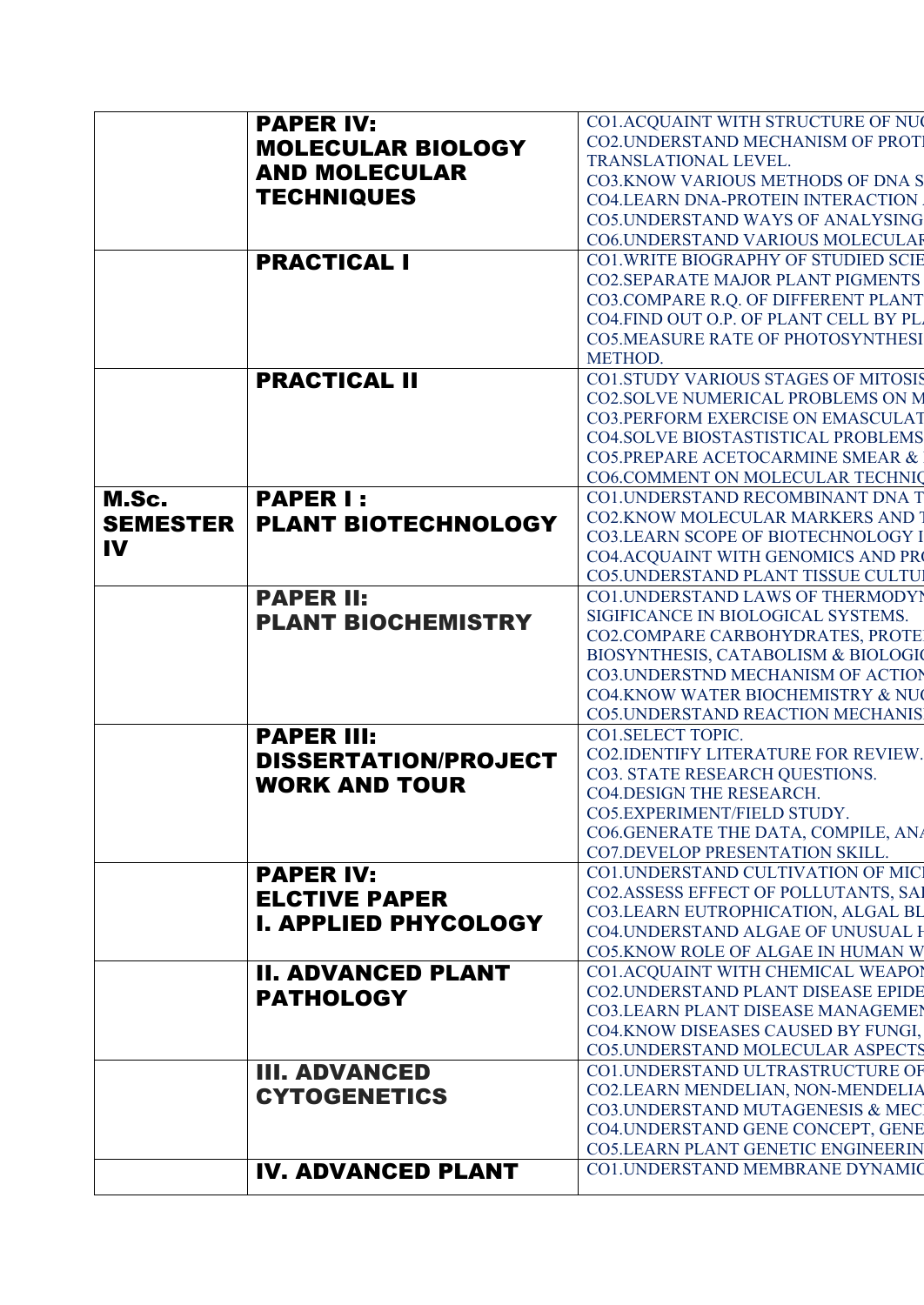| | | |
|---|---|---|
| | **PAPER IV: MOLECULAR BIOLOGY AND MOLECULAR TECHNIQUES** | CO1.ACQUAINT WITH STRUCTURE OF NU<br>CO2.UNDERSTAND MECHANISM OF PROT<br>TRANSLATIONAL LEVEL.<br>CO3.KNOW VARIOUS METHODS OF DNA S<br>CO4.LEARN DNA-PROTEIN INTERACTION<br>CO5.UNDERSTAND WAYS OF ANALYSING<br>CO6.UNDERSTAND VARIOUS MOLECULA |
| | **PRACTICAL I** | CO1.WRITE BIOGRAPHY OF STUDIED SCIE<br>CO2.SEPARATE MAJOR PLANT PIGMENTS<br>CO3.COMPARE R.Q. OF DIFFERENT PLANT<br>CO4.FIND OUT O.P. OF PLANT CELL BY PL<br>CO5.MEASURE RATE OF PHOTOSYNTHESI<br>METHOD. |
| | **PRACTICAL II** | CO1.STUDY VARIOUS STAGES OF MITOSIS<br>CO2.SOLVE NUMERICAL PROBLEMS ON M<br>CO3.PERFORM EXERCISE ON EMASCULAT<br>CO4.SOLVE BIOSTASTISTICAL PROBLEMS<br>CO5.PREPARE ACETOCARMINE SMEAR &<br>CO6.COMMENT ON MOLECULAR TECHNIQ |
| **M.Sc. SEMESTER IV** | **PAPER I : PLANT BIOTECHNOLOGY** | CO1.UNDERSTAND RECOMBINANT DNA T<br>CO2.KNOW MOLECULAR MARKERS AND T<br>CO3.LEARN SCOPE OF BIOTECHNOLOGY I<br>CO4.ACQUAINT WITH GENOMICS AND PR<br>CO5.UNDERSTAND PLANT TISSUE CULTU |
| | **PAPER II: PLANT BIOCHEMISTRY** | CO1.UNDERSTAND LAWS OF THERMODYN<br>SIGIFICANCE IN BIOLOGICAL SYSTEMS.<br>CO2.COMPARE CARBOHYDRATES, PROTE<br>BIOSYNTHESIS, CATABOLISM & BIOLOGI<br>CO3.UNDERSTND MECHANISM OF ACTION<br>CO4.KNOW WATER BIOCHEMISTRY & NU<br>CO5.UNDERSTAND REACTION MECHANIS |
| | **PAPER III: DISSERTATION/PROJECT WORK AND TOUR** | CO1.SELECT TOPIC.<br>CO2.IDENTIFY LITERATURE FOR REVIEW.<br>CO3. STATE RESEARCH QUESTIONS.<br>CO4.DESIGN THE RESEARCH.<br>CO5.EXPERIMENT/FIELD STUDY.<br>CO6.GENERATE THE DATA, COMPILE, AN<br>CO7.DEVELOP PRESENTATION SKILL. |
| | **PAPER IV: ELCTIVE PAPER I. APPLIED PHYCOLOGY** | CO1.UNDERSTAND CULTIVATION OF MIC<br>CO2.ASSESS EFFECT OF POLLUTANTS, SA<br>CO3.LEARN EUTROPHICATION, ALGAL BL<br>CO4.UNDERSTAND ALGAE OF UNUSUAL H<br>CO5.KNOW ROLE OF ALGAE IN HUMAN W |
| | **II. ADVANCED PLANT PATHOLOGY** | CO1.ACQUAINT WITH CHEMICAL WEAPO<br>CO2.UNDERSTAND PLANT DISEASE EPIDE<br>CO3.LEARN PLANT DISEASE MANAGEME<br>CO4.KNOW DISEASES CAUSED BY FUNGI,<br>CO5.UNDERSTAND MOLECULAR ASPECTS |
| | **III. ADVANCED CYTOGENETICS** | CO1.UNDERSTAND ULTRASTRUCTURE OF<br>CO2.LEARN MENDELIAN, NON-MENDELIA<br>CO3.UNDERSTAND MUTAGENESIS & MEC<br>CO4.UNDERSTAND GENE CONCEPT, GENE<br>CO5.LEARN PLANT GENETIC ENGINEERIN |
| | **IV. ADVANCED PLANT** | CO1.UNDERSTAND MEMBRANE DYNAMIC |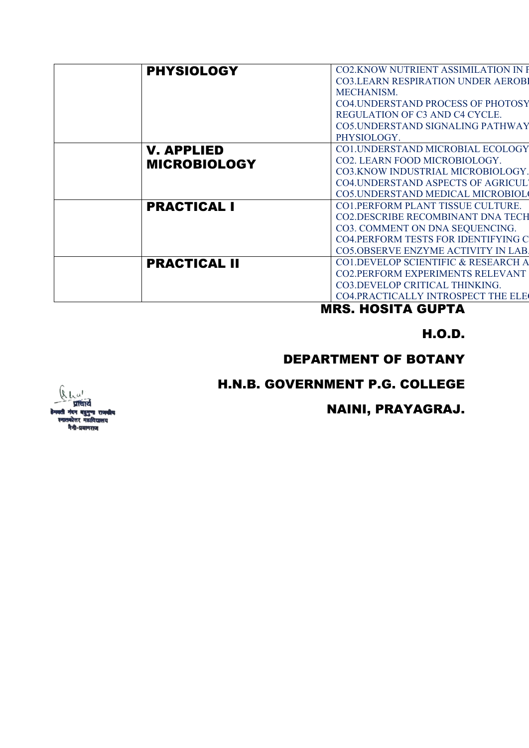| | | |
|---|---|---|
| | **PHYSIOLOGY** | CO2.KNOW NUTRIENT ASSIMILATION IN F<br>CO3.LEARN RESPIRATION UNDER AEROBI<br>MECHANISM.<br>CO4.UNDERSTAND PROCESS OF PHOTOSY<br>REGULATION OF C3 AND C4 CYCLE.<br>CO5.UNDERSTAND SIGNALING PATHWAY<br>PHYSIOLOGY. |
| | **V. APPLIED MICROBIOLOGY** | CO1.UNDERSTAND MICROBIAL ECOLOGY<br>CO2. LEARN FOOD MICROBIOLOGY.<br>CO3.KNOW INDUSTRIAL MICROBIOLOGY.<br>CO4.UNDERSTAND ASPECTS OF AGRICULT<br>CO5.UNDERSTAND MEDICAL MICROBIOLO |
| | **PRACTICAL I** | CO1.PERFORM PLANT TISSUE CULTURE.<br>CO2.DESCRIBE RECOMBINANT DNA TECH<br>CO3. COMMENT ON DNA SEQUENCING.<br>CO4.PERFORM TESTS FOR IDENTIFYING C<br>CO5.OBSERVE ENZYME ACTIVITY IN LAB. |
| | **PRACTICAL II** | CO1.DEVELOP SCIENTIFIC & RESEARCH A<br>CO2.PERFORM EXPERIMENTS RELEVANT<br>CO3.DEVELOP CRITICAL THINKING.<br>CO4.PRACTICALLY INTROSPECT THE ELE |

**MRS. HOSITA GUPTA**

**H.O.D.**

**DEPARTMENT OF BOTANY**

**H.N.B. GOVERNMENT P.G. COLLEGE**

**NAINI, PRAYAGRAJ.**

प्राचार्य
हेमवती नंदन बहुगुणा राजकीय
स्नातकोत्तर महाविद्यालय
नैनी-प्रयागराज